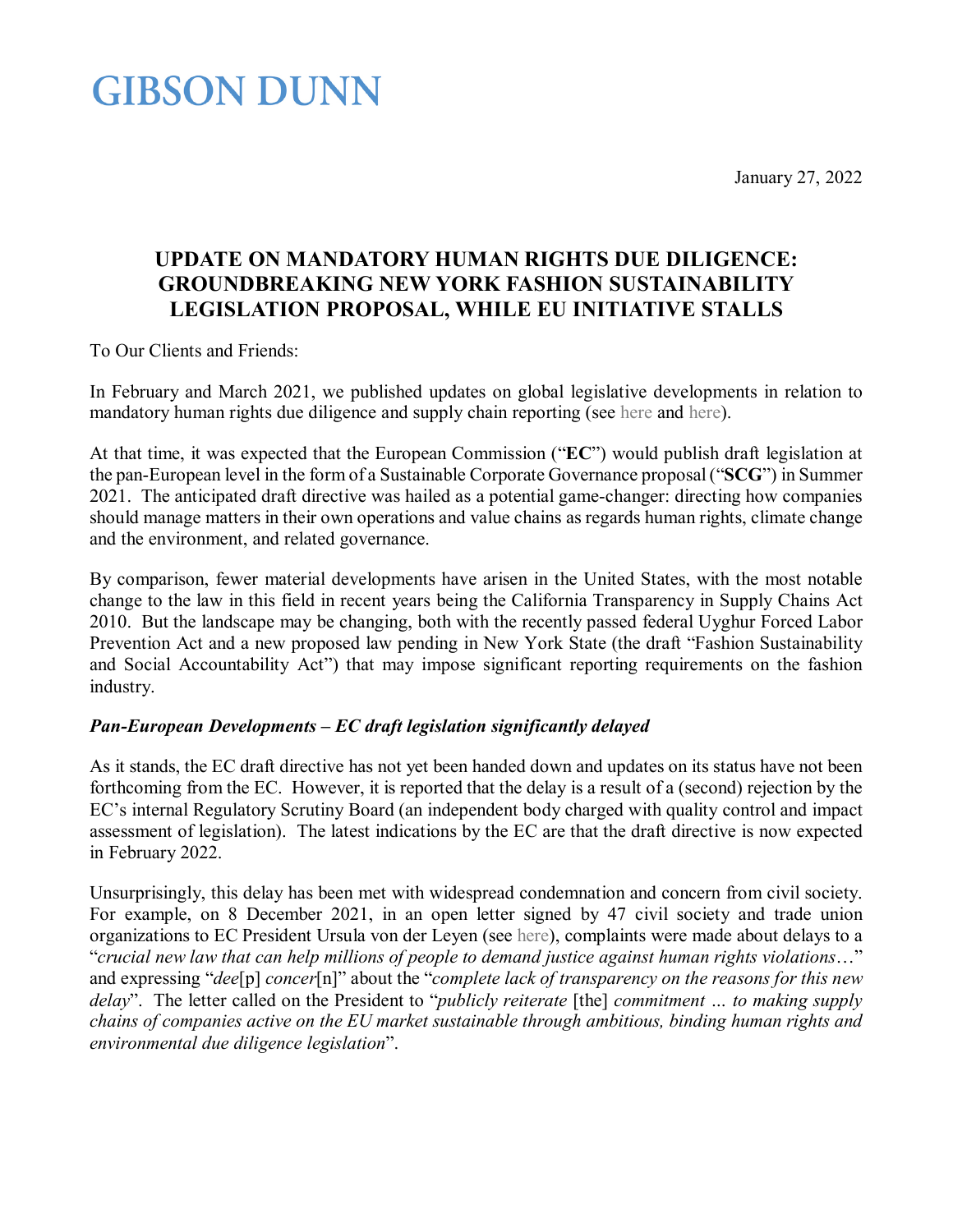# GIBSON DUNN

January 27, 2022

## UPDATE ON MANDATORY HUMAN RIGHTS DUE DILIGENCE: GROUNDBREAKING NEW YORK FASHION SUSTAINABILITY LEGISLATION PROPOSAL, WHILE EU INITIATIVE STALLS

To Our Clients and Friends:

In February and March 2021, we published updates on global legislative developments in relation to mandatory human rights due diligence and supply chain reporting (see here and here).

At that time, it was expected that the European Commission ("**EC**") would publish draft legislation at the pan-European level in the form of a Sustainable Corporate Governance proposal ("**SCG**") in Summer 2021. The anticipated draft directive was hailed as a potential game-changer: directing how companies should manage matters in their own operations and value chains as regards human rights, climate change and the environment, and related governance.

By comparison, fewer material developments have arisen in the United States, with the most notable change to the law in this field in recent years being the California Transparency in Supply Chains Act 2010. But the landscape may be changing, both with the recently passed federal Uyghur Forced Labor Prevention Act and a new proposed law pending in New York State (the draft "Fashion Sustainability and Social Accountability Act") that may impose significant reporting requirements on the fashion industry.

***Pan-European Developments – EC draft legislation significantly delayed***

As it stands, the EC draft directive has not yet been handed down and updates on its status have not been forthcoming from the EC. However, it is reported that the delay is a result of a (second) rejection by the EC's internal Regulatory Scrutiny Board (an independent body charged with quality control and impact assessment of legislation). The latest indications by the EC are that the draft directive is now expected in February 2022.

Unsurprisingly, this delay has been met with widespread condemnation and concern from civil society. For example, on 8 December 2021, in an open letter signed by 47 civil society and trade union organizations to EC President Ursula von der Leyen (see here), complaints were made about delays to a "*crucial new law that can help millions of people to demand justice against human rights violations*…" and expressing "*dee*[p] *concer*[n]" about the "*complete lack of transparency on the reasons for this new delay*". The letter called on the President to "*publicly reiterate* [the] *commitment … to making supply chains of companies active on the EU market sustainable through ambitious, binding human rights and environmental due diligence legislation*".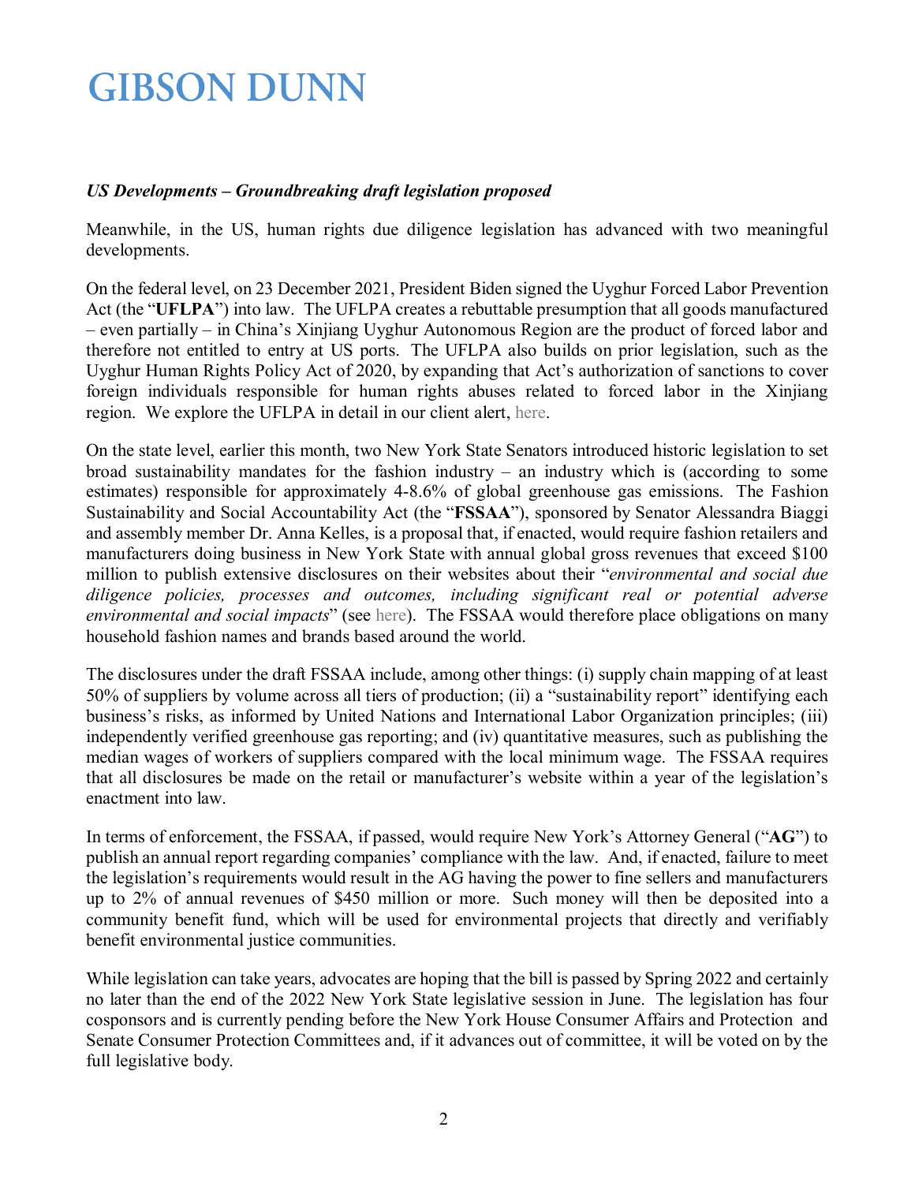### *US Developments – Groundbreaking draft legislation proposed*

Meanwhile, in the US, human rights due diligence legislation has advanced with two meaningful developments.

On the federal level, on 23 December 2021, President Biden signed the Uyghur Forced Labor Prevention Act (the "**UFLPA**") into law. The UFLPA creates a rebuttable presumption that all goods manufactured – even partially – in China's Xinjiang Uyghur Autonomous Region are the product of forced labor and therefore not entitled to entry at US ports. The UFLPA also builds on prior legislation, such as the Uyghur Human Rights Policy Act of 2020, by expanding that Act's authorization of sanctions to cover foreign individuals responsible for human rights abuses related to forced labor in the Xinjiang region. We explore the UFLPA in detail in our client alert, here.

On the state level, earlier this month, two New York State Senators introduced historic legislation to set broad sustainability mandates for the fashion industry – an industry which is (according to some estimates) responsible for approximately 4-8.6% of global greenhouse gas emissions. The Fashion Sustainability and Social Accountability Act (the "**FSSAA**"), sponsored by Senator Alessandra Biaggi and assembly member Dr. Anna Kelles, is a proposal that, if enacted, would require fashion retailers and manufacturers doing business in New York State with annual global gross revenues that exceed $100 million to publish extensive disclosures on their websites about their "*environmental and social due diligence policies, processes and outcomes, including significant real or potential adverse environmental and social impacts*" (see here). The FSSAA would therefore place obligations on many household fashion names and brands based around the world.

The disclosures under the draft FSSAA include, among other things: (i) supply chain mapping of at least 50% of suppliers by volume across all tiers of production; (ii) a "sustainability report" identifying each business's risks, as informed by United Nations and International Labor Organization principles; (iii) independently verified greenhouse gas reporting; and (iv) quantitative measures, such as publishing the median wages of workers of suppliers compared with the local minimum wage. The FSSAA requires that all disclosures be made on the retail or manufacturer's website within a year of the legislation's enactment into law.

In terms of enforcement, the FSSAA, if passed, would require New York's Attorney General ("**AG**") to publish an annual report regarding companies' compliance with the law. And, if enacted, failure to meet the legislation's requirements would result in the AG having the power to fine sellers and manufacturers up to 2% of annual revenues of $450 million or more. Such money will then be deposited into a community benefit fund, which will be used for environmental projects that directly and verifiably benefit environmental justice communities.

While legislation can take years, advocates are hoping that the bill is passed by Spring 2022 and certainly no later than the end of the 2022 New York State legislative session in June. The legislation has four cosponsors and is currently pending before the New York House Consumer Affairs and Protection and Senate Consumer Protection Committees and, if it advances out of committee, it will be voted on by the full legislative body.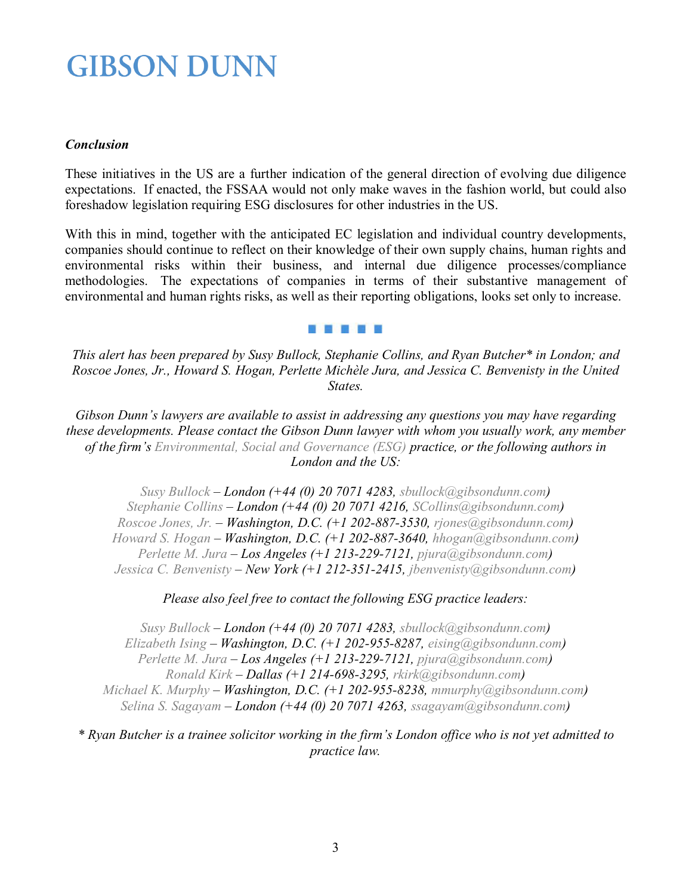***Conclusion***

These initiatives in the US are a further indication of the general direction of evolving due diligence expectations. If enacted, the FSSAA would not only make waves in the fashion world, but could also foreshadow legislation requiring ESG disclosures for other industries in the US.

With this in mind, together with the anticipated EC legislation and individual country developments, companies should continue to reflect on their knowledge of their own supply chains, human rights and environmental risks within their business, and internal due diligence processes/compliance methodologies. The expectations of companies in terms of their substantive management of environmental and human rights risks, as well as their reporting obligations, looks set only to increase.

■ ■ ■ ■ ■

*This alert has been prepared by Susy Bullock, Stephanie Collins, and Ryan Butcher* in London; and Roscoe Jones, Jr., Howard S. Hogan, Perlette Michèle Jura, and Jessica C. Benvenisty in the United States.*

*Gibson Dunn's lawyers are available to assist in addressing any questions you may have regarding these developments. Please contact the Gibson Dunn lawyer with whom you usually work, any member of the firm's Environmental, Social and Governance (ESG) practice, or the following authors in London and the US:*

*Susy Bullock – London (+44 (0) 20 7071 4283, sbullock@gibsondunn.com)*
*Stephanie Collins – London (+44 (0) 20 7071 4216, SCollins@gibsondunn.com)*
*Roscoe Jones, Jr. – Washington, D.C. (+1 202-887-3530, rjones@gibsondunn.com)*
*Howard S. Hogan – Washington, D.C. (+1 202-887-3640, hhogan@gibsondunn.com)*
*Perlette M. Jura – Los Angeles (+1 213-229-7121, pjura@gibsondunn.com)*
*Jessica C. Benvenisty – New York (+1 212-351-2415, jbenvenisty@gibsondunn.com)*

*Please also feel free to contact the following ESG practice leaders:*

*Susy Bullock – London (+44 (0) 20 7071 4283, sbullock@gibsondunn.com)*
*Elizabeth Ising – Washington, D.C. (+1 202-955-8287, eising@gibsondunn.com)*
*Perlette M. Jura – Los Angeles (+1 213-229-7121, pjura@gibsondunn.com)*
*Ronald Kirk – Dallas (+1 214-698-3295, rkirk@gibsondunn.com)*
*Michael K. Murphy – Washington, D.C. (+1 202-955-8238, mmurphy@gibsondunn.com)*
*Selina S. Sagayam – London (+44 (0) 20 7071 4263, ssagayam@gibsondunn.com)*

** Ryan Butcher is a trainee solicitor working in the firm's London office who is not yet admitted to practice law.*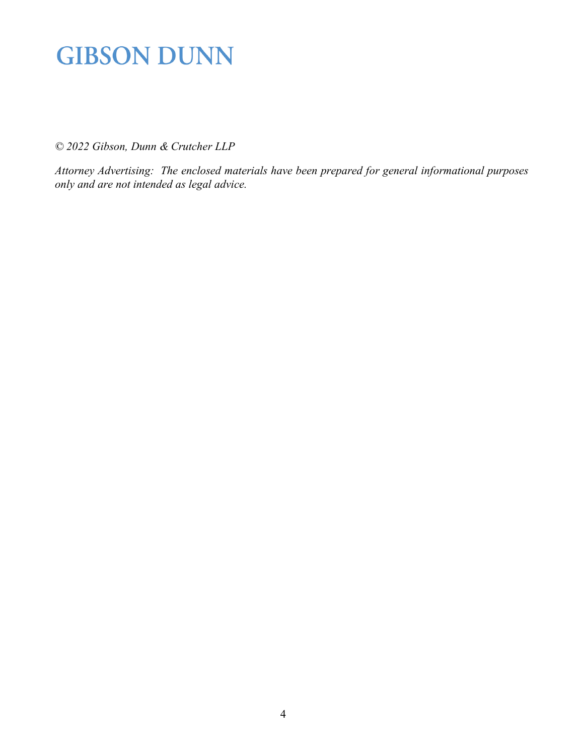# GIBSON DUNN

*© 2022 Gibson, Dunn & Crutcher LLP*

*Attorney Advertising: The enclosed materials have been prepared for general informational purposes only and are not intended as legal advice.*